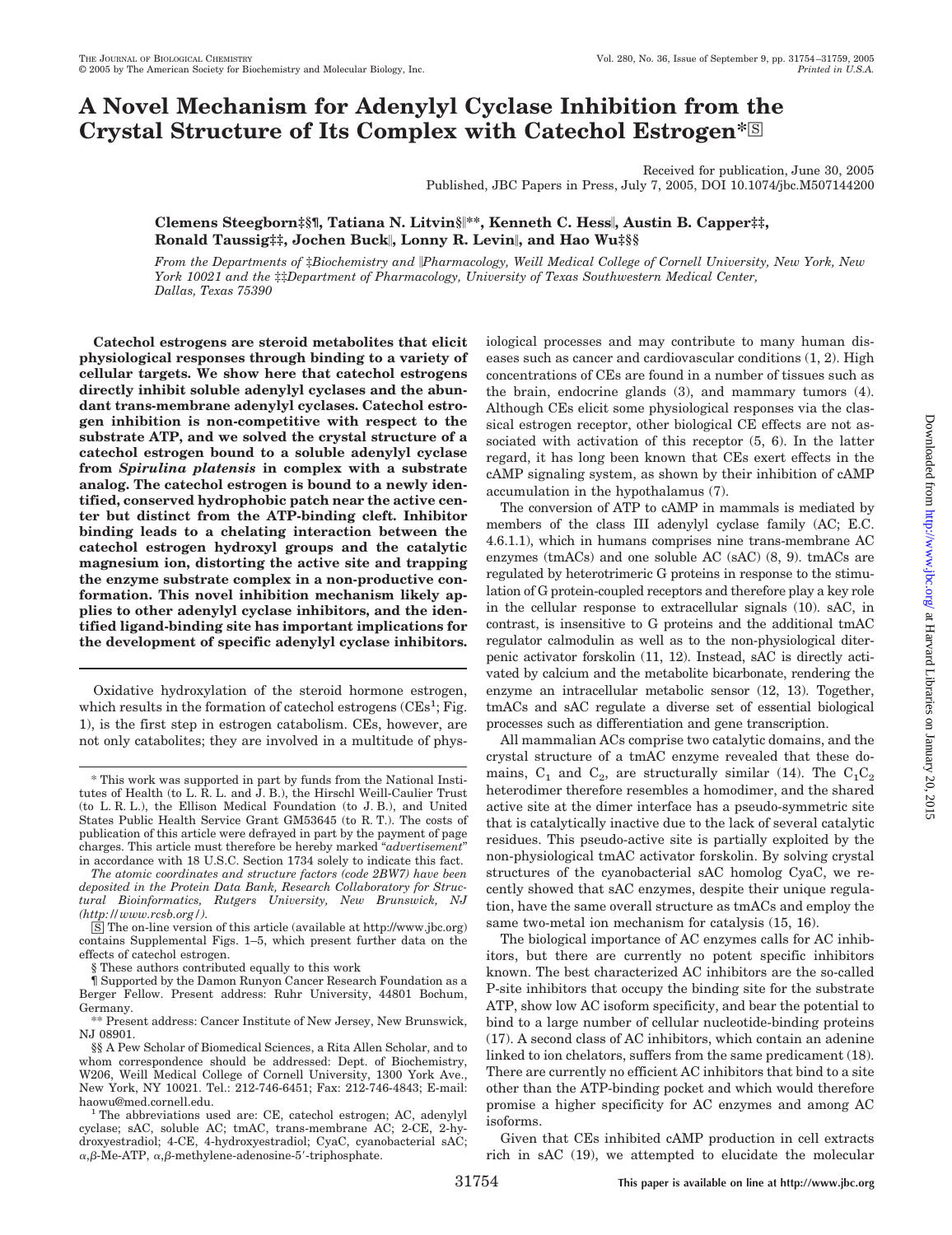# A Novel Mechanism for Adenylyl Cyclase Inhibition from the Crystal Structure of Its Complex with Catechol Estrogen*

Received for publication, June 30, 2005
Published, JBC Papers in Press, July 7, 2005, DOI 10.1074/jbc.M507144200

**Clemens Steegborn‡§¶, Tatiana N. Litvin§‖**, Kenneth C. Hess‖, Austin B. Capper‡‡, Ronald Taussig‡‡, Jochen Buck‖, Lonny R. Levin‖, and Hao Wu‡§§**

*From the Departments of ‡Biochemistry and ‖Pharmacology, Weill Medical College of Cornell University, New York, New York 10021 and the ‡‡Department of Pharmacology, University of Texas Southwestern Medical Center, Dallas, Texas 75390*

**Catechol estrogens are steroid metabolites that elicit physiological responses through binding to a variety of cellular targets. We show here that catechol estrogens directly inhibit soluble adenylyl cyclases and the abundant trans-membrane adenylyl cyclases. Catechol estrogen inhibition is non-competitive with respect to the substrate ATP, and we solved the crystal structure of a catechol estrogen bound to a soluble adenylyl cyclase from *Spirulina platensis* in complex with a substrate analog. The catechol estrogen is bound to a newly identified, conserved hydrophobic patch near the active center but distinct from the ATP-binding cleft. Inhibitor binding leads to a chelating interaction between the catechol estrogen hydroxyl groups and the catalytic magnesium ion, distorting the active site and trapping the enzyme substrate complex in a non-productive conformation. This novel inhibition mechanism likely applies to other adenylyl cyclase inhibitors, and the identified ligand-binding site has important implications for the development of specific adenylyl cyclase inhibitors.**

Oxidative hydroxylation of the steroid hormone estrogen, which results in the formation of catechol estrogens (CEs[1]; Fig. 1), is the first step in estrogen catabolism. CEs, however, are not only catabolites; they are involved in a multitude of physiological processes and may contribute to many human diseases such as cancer and cardiovascular conditions (1, 2). High concentrations of CEs are found in a number of tissues such as the brain, endocrine glands (3), and mammary tumors (4). Although CEs elicit some physiological responses via the classical estrogen receptor, other biological CE effects are not associated with activation of this receptor (5, 6). In the latter regard, it has long been known that CEs exert effects in the cAMP signaling system, as shown by their inhibition of cAMP accumulation in the hypothalamus (7).

The conversion of ATP to cAMP in mammals is mediated by members of the class III adenylyl cyclase family (AC; E.C. 4.6.1.1), which in humans comprises nine trans-membrane AC enzymes (tmACs) and one soluble AC (sAC) (8, 9). tmACs are regulated by heterotrimeric G proteins in response to the stimulation of G protein-coupled receptors and therefore play a key role in the cellular response to extracellular signals (10). sAC, in contrast, is insensitive to G proteins and the additional tmAC regulator calmodulin as well as to the non-physiological diterpenic activator forskolin (11, 12). Instead, sAC is directly activated by calcium and the metabolite bicarbonate, rendering the enzyme an intracellular metabolic sensor (12, 13). Together, tmACs and sAC regulate a diverse set of essential biological processes such as differentiation and gene transcription.

All mammalian ACs comprise two catalytic domains, and the crystal structure of a tmAC enzyme revealed that these domains, $C_1$ and $C_2$, are structurally similar (14). The $C_1C_2$ heterodimer therefore resembles a homodimer, and the shared active site at the dimer interface has a pseudo-symmetric site that is catalytically inactive due to the lack of several catalytic residues. This pseudo-active site is partially exploited by the non-physiological tmAC activator forskolin. By solving crystal structures of the cyanobacterial sAC homolog CyaC, we recently showed that sAC enzymes, despite their unique regulation, have the same overall structure as tmACs and employ the same two-metal ion mechanism for catalysis (15, 16).

The biological importance of AC enzymes calls for AC inhibitors, but there are currently no potent specific inhibitors known. The best characterized AC inhibitors are the so-called P-site inhibitors that occupy the binding site for the substrate ATP, show low AC isoform specificity, and bear the potential to bind to a large number of cellular nucleotide-binding proteins (17). A second class of AC inhibitors, which contain an adenine linked to ion chelators, suffers from the same predicament (18). There are currently no efficient AC inhibitors that bind to a site other than the ATP-binding pocket and which would therefore promise a higher specificity for AC enzymes and among AC isoforms.

Given that CEs inhibited cAMP production in cell extracts rich in sAC (19), we attempted to elucidate the molecular

---

* This work was supported in part by funds from the National Institutes of Health (to L. R. L. and J. B.), the Hirschl Weill-Caulier Trust (to L. R. L.), the Ellison Medical Foundation (to J. B.), and United States Public Health Service Grant GM53645 (to R. T.). The costs of publication of this article were defrayed in part by the payment of page charges. This article must therefore be hereby marked "*advertisement*" in accordance with 18 U.S.C. Section 1734 solely to indicate this fact.

*The atomic coordinates and structure factors (code 2BW7) have been deposited in the Protein Data Bank, Research Collaboratory for Structural Bioinformatics, Rutgers University, New Brunswick, NJ (http://www.rcsb.org/).*

[S] The on-line version of this article (available at http://www.jbc.org) contains Supplemental Figs. 1–5, which present further data on the effects of catechol estrogen.

§ These authors contributed equally to this work

¶ Supported by the Damon Runyon Cancer Research Foundation as a Berger Fellow. Present address: Ruhr University, 44801 Bochum, Germany.

** Present address: Cancer Institute of New Jersey, New Brunswick, NJ 08901.

§§ A Pew Scholar of Biomedical Sciences, a Rita Allen Scholar, and to whom correspondence should be addressed: Dept. of Biochemistry, W206, Weill Medical College of Cornell University, 1300 York Ave., New York, NY 10021. Tel.: 212-746-6451; Fax: 212-746-4843; E-mail: haowu@med.cornell.edu.

[1] The abbreviations used are: CE, catechol estrogen; AC, adenylyl cyclase; sAC, soluble AC; tmAC, trans-membrane AC; 2-CE, 2-hydroxyestradiol; 4-CE, 4-hydroxyestradiol; CyaC, cyanobacterial sAC; α,β-Me-ATP, α,β-methylene-adenosine-5′-triphosphate.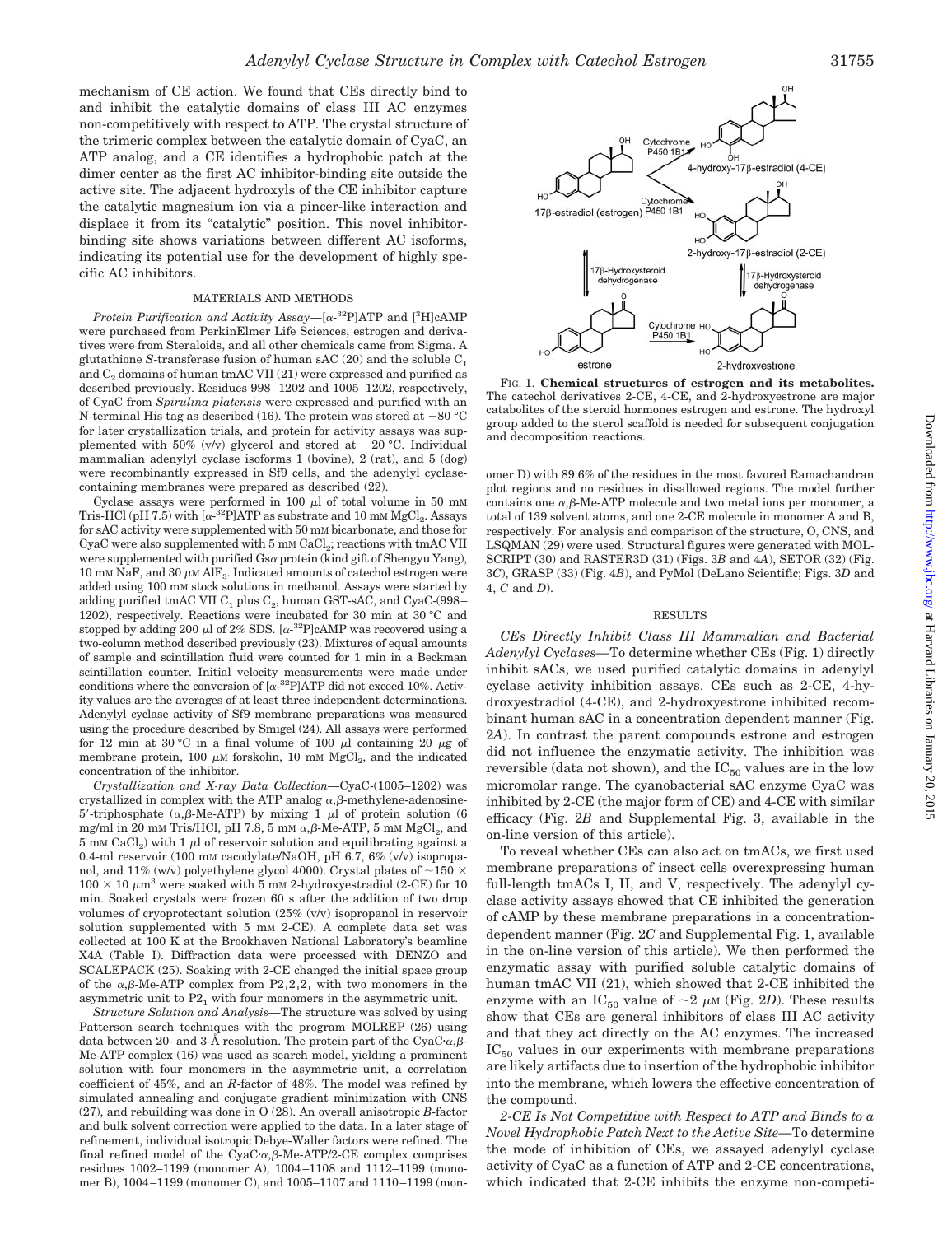mechanism of CE action. We found that CEs directly bind to and inhibit the catalytic domains of class III AC enzymes non-competitively with respect to ATP. The crystal structure of the trimeric complex between the catalytic domain of CyaC, an ATP analog, and a CE identifies a hydrophobic patch at the dimer center as the first AC inhibitor-binding site outside the active site. The adjacent hydroxyls of the CE inhibitor capture the catalytic magnesium ion via a pincer-like interaction and displace it from its "catalytic" position. This novel inhibitor-binding site shows variations between different AC isoforms, indicating its potential use for the development of highly specific AC inhibitors.

## MATERIALS AND METHODS

*Protein Purification and Activity Assay*—[$\alpha$-$^{32}$P]ATP and [$^3$H]cAMP were purchased from PerkinElmer Life Sciences, estrogen and derivatives were from Steraloids, and all other chemicals came from Sigma. A glutathione *S*-transferase fusion of human sAC (20) and the soluble $C_1$ and $C_2$ domains of human tmAC VII (21) were expressed and purified as described previously. Residues 998–1202 and 1005–1202, respectively, of CyaC from *Spirulina platensis* were expressed and purified with an N-terminal His tag as described (16). The protein was stored at −80 °C for later crystallization trials, and protein for activity assays was supplemented with 50% (v/v) glycerol and stored at −20 °C. Individual mammalian adenylyl cyclase isoforms 1 (bovine), 2 (rat), and 5 (dog) were recombinantly expressed in Sf9 cells, and the adenylyl cyclase-containing membranes were prepared as described (22).

Cyclase assays were performed in 100 µl of total volume in 50 mM Tris-HCl (pH 7.5) with [$\alpha$-$^{32}$P]ATP as substrate and 10 mM $MgCl_2$. Assays for sAC activity were supplemented with 50 mM bicarbonate, and those for CyaC were also supplemented with 5 mM $CaCl_2$; reactions with tmAC VII were supplemented with purified Gs$\alpha$ protein (kind gift of Shengyu Yang), 10 mM NaF, and 30 µM $AlF_3$. Indicated amounts of catechol estrogen were added using 100 mM stock solutions in methanol. Assays were started by adding purified tmAC VII $C_1$ plus $C_2$, human GST-sAC, and CyaC-(998–1202), respectively. Reactions were incubated for 30 min at 30 °C and stopped by adding 200 µl of 2% SDS. [$\alpha$-$^{32}$P]cAMP was recovered using a two-column method described previously (23). Mixtures of equal amounts of sample and scintillation fluid were counted for 1 min in a Beckman scintillation counter. Initial velocity measurements were made under conditions where the conversion of [$\alpha$-$^{32}$P]ATP did not exceed 10%. Activity values are the averages of at least three independent determinations. Adenylyl cyclase activity of Sf9 membrane preparations was measured using the procedure described by Smigel (24). All assays were performed for 12 min at 30 °C in a final volume of 100 µl containing 20 µg of membrane protein, 100 µM forskolin, 10 mM $MgCl_2$, and the indicated concentration of the inhibitor.

*Crystallization and X-ray Data Collection*—CyaC-(1005–1202) was crystallized in complex with the ATP analog $\alpha,\beta$-methylene-adenosine-5′-triphosphate ($\alpha,\beta$-Me-ATP) by mixing 1 µl of protein solution (6 mg/ml in 20 mM Tris/HCl, pH 7.8, 5 mM $\alpha,\beta$-Me-ATP, 5 mM $MgCl_2$, and 5 mM $CaCl_2$) with 1 µl of reservoir solution and equilibrating against a 0.4-ml reservoir (100 mM cacodylate/NaOH, pH 6.7, 6% (v/v) isopropanol, and 11% (w/v) polyethylene glycol 4000). Crystal plates of ~150 × 100 × 10 µm$^3$ were soaked with 5 mM 2-hydroxyestradiol (2-CE) for 10 min. Soaked crystals were frozen 60 s after the addition of two drop volumes of cryoprotectant solution (25% (v/v) isopropanol in reservoir solution supplemented with 5 mM 2-CE). A complete data set was collected at 100 K at the Brookhaven National Laboratory's beamline X4A (Table I). Diffraction data were processed with DENZO and SCALEPACK (25). Soaking with 2-CE changed the initial space group of the $\alpha,\beta$-Me-ATP complex from $P2_12_12_1$ with two monomers in the asymmetric unit to $P2_1$ with four monomers in the asymmetric unit.

*Structure Solution and Analysis*—The structure was solved by using Patterson search techniques with the program MOLREP (26) using data between 20- and 3-Å resolution. The protein part of the CyaC·$\alpha,\beta$-Me-ATP complex (16) was used as search model, yielding a prominent solution with four monomers in the asymmetric unit, a correlation coefficient of 45%, and an *R*-factor of 48%. The model was refined by simulated annealing and conjugate gradient minimization with CNS (27), and rebuilding was done in O (28). An overall anisotropic *B*-factor and bulk solvent correction were applied to the data. In a later stage of refinement, individual isotropic Debye-Waller factors were refined. The final refined model of the CyaC·$\alpha,\beta$-Me-ATP/2-CE complex comprises residues 1002–1199 (monomer A), 1004–1108 and 1112–1199 (monomer B), 1004–1199 (monomer C), and 1005–1107 and 1110–1199 (monomer D) with 89.6% of the residues in the most favored Ramachandran plot regions and no residues in disallowed regions. The model further contains one $\alpha,\beta$-Me-ATP molecule and two metal ions per monomer, a total of 139 solvent atoms, and one 2-CE molecule in monomer A and B, respectively. For analysis and comparison of the structure, O, CNS, and LSQMAN (29) were used. Structural figures were generated with MOLSCRIPT (30) and RASTER3D (31) (Figs. 3*B* and 4*A*), SETOR (32) (Fig. 3*C*), GRASP (33) (Fig. 4*B*), and PyMol (DeLano Scientific; Figs. 3*D* and 4, *C* and *D*).

FIG. 1. **Chemical structures of estrogen and its metabolites.** The catechol derivatives 2-CE, 4-CE, and 2-hydroxyestrone are major catabolites of the steroid hormones estrogen and estrone. The hydroxyl group added to the sterol scaffold is needed for subsequent conjugation and decomposition reactions.

## RESULTS

*CEs Directly Inhibit Class III Mammalian and Bacterial Adenylyl Cyclases*—To determine whether CEs (Fig. 1) directly inhibit sACs, we used purified catalytic domains in adenylyl cyclase activity inhibition assays. CEs such as 2-CE, 4-hydroxyestradiol (4-CE), and 2-hydroxyestrone inhibited recombinant human sAC in a concentration dependent manner (Fig. 2*A*). In contrast the parent compounds estrone and estrogen did not influence the enzymatic activity. The inhibition was reversible (data not shown), and the $IC_{50}$ values are in the low micromolar range. The cyanobacterial sAC enzyme CyaC was inhibited by 2-CE (the major form of CE) and 4-CE with similar efficacy (Fig. 2*B* and Supplemental Fig. 3, available in the on-line version of this article).

To reveal whether CEs can also act on tmACs, we first used membrane preparations of insect cells overexpressing human full-length tmACs I, II, and V, respectively. The adenylyl cyclase activity assays showed that CE inhibited the generation of cAMP by these membrane preparations in a concentration-dependent manner (Fig. 2*C* and Supplemental Fig. 1, available in the on-line version of this article). We then performed the enzymatic assay with purified soluble catalytic domains of human tmAC VII (21), which showed that 2-CE inhibited the enzyme with an $IC_{50}$ value of ~2 µM (Fig. 2*D*). These results show that CEs are general inhibitors of class III AC activity and that they act directly on the AC enzymes. The increased $IC_{50}$ values in our experiments with membrane preparations are likely artifacts due to insertion of the hydrophobic inhibitor into the membrane, which lowers the effective concentration of the compound.

*2-CE Is Not Competitive with Respect to ATP and Binds to a Novel Hydrophobic Patch Next to the Active Site*—To determine the mode of inhibition of CEs, we assayed adenylyl cyclase activity of CyaC as a function of ATP and 2-CE concentrations, which indicated that 2-CE inhibits the enzyme non-competi-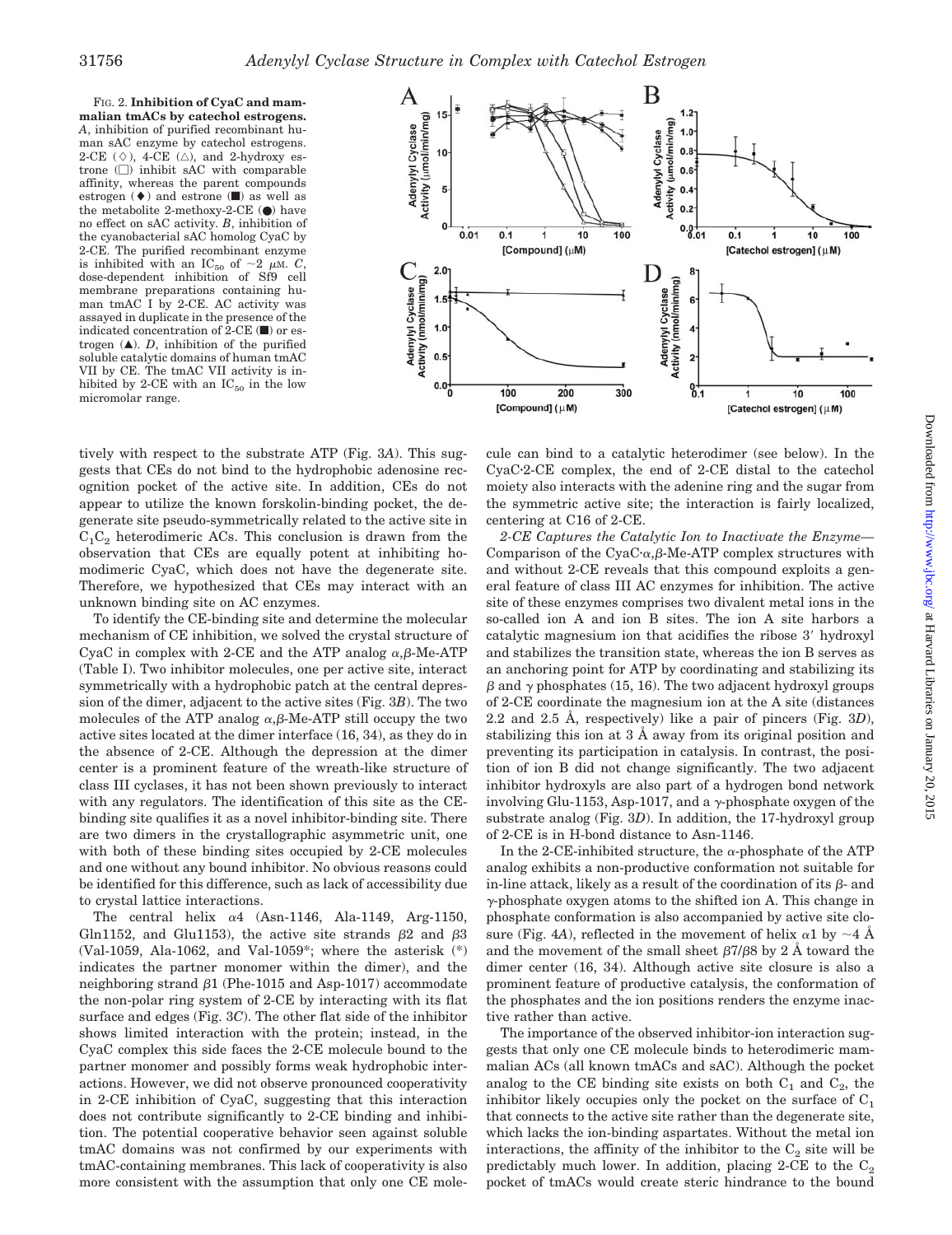FIG. 2. **Inhibition of CyaC and mammalian tmACs by catechol estrogens.** *A*, inhibition of purified recombinant human sAC enzyme by catechol estrogens. 2-CE (◇), 4-CE (△), and 2-hydroxy estrone (□) inhibit sAC with comparable affinity, whereas the parent compounds estrogen (♦) and estrone (■) as well as the metabolite 2-methoxy-2-CE (●) have no effect on sAC activity. *B*, inhibition of the cyanobacterial sAC homolog CyaC by 2-CE. The purified recombinant enzyme is inhibited with an $IC_{50}$ of ~2 μM. *C*, dose-dependent inhibition of Sf9 cell membrane preparations containing human tmAC I by 2-CE. AC activity was assayed in duplicate in the presence of the indicated concentration of 2-CE (■) or estrogen (▲). *D*, inhibition of the purified soluble catalytic domains of human tmAC VII by CE. The tmAC VII activity is inhibited by 2-CE with an $IC_{50}$ in the low micromolar range.

tively with respect to the substrate ATP (Fig. 3*A*). This suggests that CEs do not bind to the hydrophobic adenosine recognition pocket of the active site. In addition, CEs do not appear to utilize the known forskolin-binding pocket, the degenerate site pseudo-symmetrically related to the active site in $C_1C_2$ heterodimeric ACs. This conclusion is drawn from the observation that CEs are equally potent at inhibiting homodimeric CyaC, which does not have the degenerate site. Therefore, we hypothesized that CEs may interact with an unknown binding site on AC enzymes.

To identify the CE-binding site and determine the molecular mechanism of CE inhibition, we solved the crystal structure of CyaC in complex with 2-CE and the ATP analog α,β-Me-ATP (Table I). Two inhibitor molecules, one per active site, interact symmetrically with a hydrophobic patch at the central depression of the dimer, adjacent to the active sites (Fig. 3*B*). The two molecules of the ATP analog α,β-Me-ATP still occupy the two active sites located at the dimer interface (16, 34), as they do in the absence of 2-CE. Although the depression at the dimer center is a prominent feature of the wreath-like structure of class III cyclases, it has not been shown previously to interact with any regulators. The identification of this site as the CE-binding site qualifies it as a novel inhibitor-binding site. There are two dimers in the crystallographic asymmetric unit, one with both of these binding sites occupied by 2-CE molecules and one without any bound inhibitor. No obvious reasons could be identified for this difference, such as lack of accessibility due to crystal lattice interactions.

The central helix α4 (Asn-1146, Ala-1149, Arg-1150, Gln1152, and Glu1153), the active site strands β2 and β3 (Val-1059, Ala-1062, and Val-1059*; where the asterisk (*) indicates the partner monomer within the dimer), and the neighboring strand β1 (Phe-1015 and Asp-1017) accommodate the non-polar ring system of 2-CE by interacting with its flat surface and edges (Fig. 3*C*). The other flat side of the inhibitor shows limited interaction with the protein; instead, in the CyaC complex this side faces the 2-CE molecule bound to the partner monomer and possibly forms weak hydrophobic interactions. However, we did not observe pronounced cooperativity in 2-CE inhibition of CyaC, suggesting that this interaction does not contribute significantly to 2-CE binding and inhibition. The potential cooperative behavior seen against soluble tmAC domains was not confirmed by our experiments with tmAC-containing membranes. This lack of cooperativity is also more consistent with the assumption that only one CE molecule can bind to a catalytic heterodimer (see below). In the CyaC·2-CE complex, the end of 2-CE distal to the catechol moiety also interacts with the adenine ring and the sugar from the symmetric active site; the interaction is fairly localized, centering at C16 of 2-CE.

*2-CE Captures the Catalytic Ion to Inactivate the Enzyme*—Comparison of the CyaC·α,β-Me-ATP complex structures with and without 2-CE reveals that this compound exploits a general feature of class III AC enzymes for inhibition. The active site of these enzymes comprises two divalent metal ions in the so-called ion A and ion B sites. The ion A site harbors a catalytic magnesium ion that acidifies the ribose 3′ hydroxyl and stabilizes the transition state, whereas the ion B serves as an anchoring point for ATP by coordinating and stabilizing its β and γ phosphates (15, 16). The two adjacent hydroxyl groups of 2-CE coordinate the magnesium ion at the A site (distances 2.2 and 2.5 Å, respectively) like a pair of pincers (Fig. 3*D*), stabilizing this ion at 3 Å away from its original position and preventing its participation in catalysis. In contrast, the position of ion B did not change significantly. The two adjacent inhibitor hydroxyls are also part of a hydrogen bond network involving Glu-1153, Asp-1017, and a γ-phosphate oxygen of the substrate analog (Fig. 3*D*). In addition, the 17-hydroxyl group of 2-CE is in H-bond distance to Asn-1146.

In the 2-CE-inhibited structure, the α-phosphate of the ATP analog exhibits a non-productive conformation not suitable for in-line attack, likely as a result of the coordination of its β- and γ-phosphate oxygen atoms to the shifted ion A. This change in phosphate conformation is also accompanied by active site closure (Fig. 4*A*), reflected in the movement of helix α1 by ~4 Å and the movement of the small sheet β7/β8 by 2 Å toward the dimer center (16, 34). Although active site closure is also a prominent feature of productive catalysis, the conformation of the phosphates and the ion positions renders the enzyme inactive rather than active.

The importance of the observed inhibitor-ion interaction suggests that only one CE molecule binds to heterodimeric mammalian ACs (all known tmACs and sAC). Although the pocket analog to the CE binding site exists on both $C_1$ and $C_2$, the inhibitor likely occupies only the pocket on the surface of $C_1$ that connects to the active site rather than the degenerate site, which lacks the ion-binding aspartates. Without the metal ion interactions, the affinity of the inhibitor to the $C_2$ site will be predictably much lower. In addition, placing 2-CE to the $C_2$ pocket of tmACs would create steric hindrance to the bound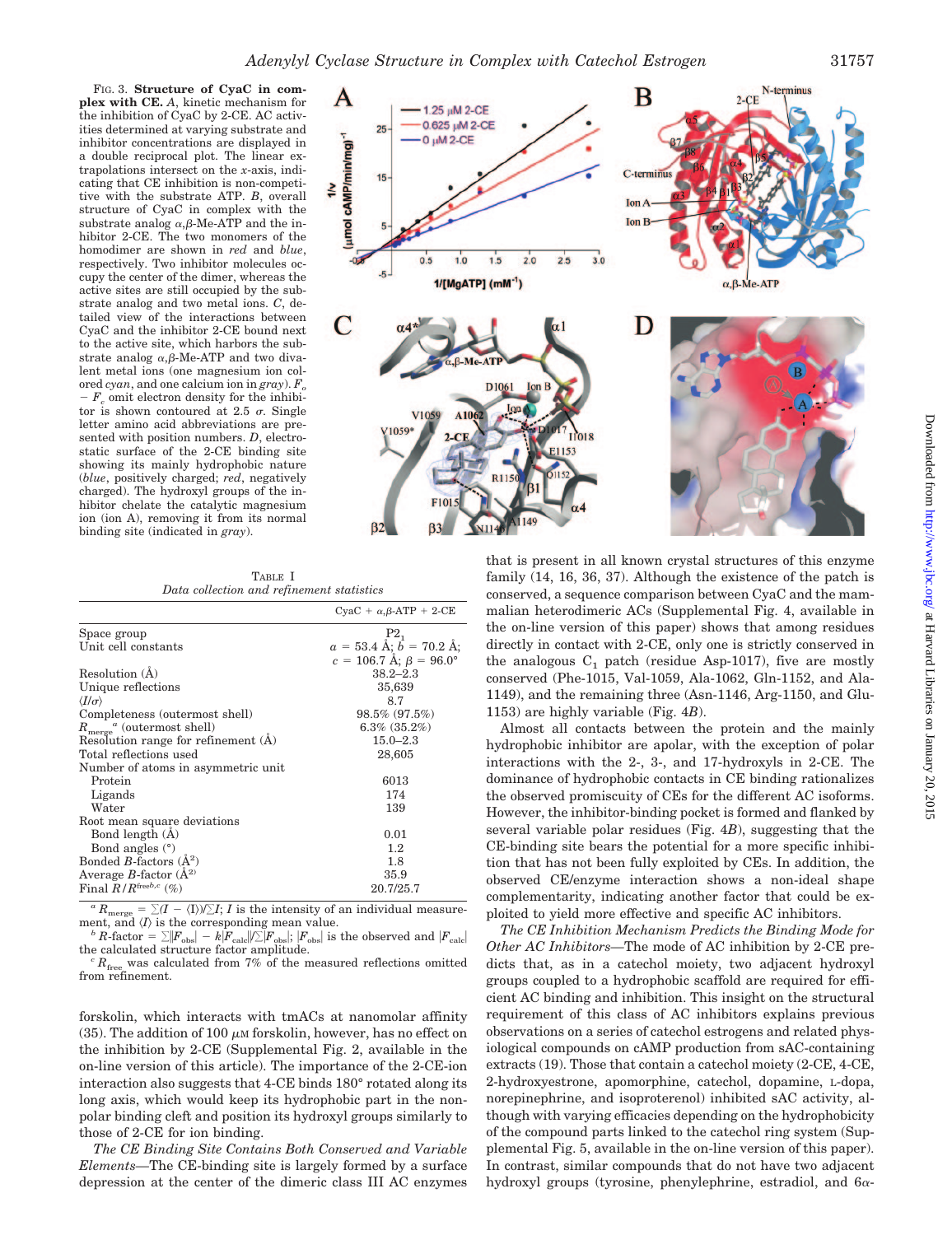FIG. 3. **Structure of CyaC in complex with CE.** *A*, kinetic mechanism for the inhibition of CyaC by 2-CE. AC activities determined at varying substrate and inhibitor concentrations are displayed in a double reciprocal plot. The linear extrapolations intersect on the *x*-axis, indicating that CE inhibition is non-competitive with the substrate ATP. *B*, overall structure of CyaC in complex with the substrate analog α,β-Me-ATP and the inhibitor 2-CE. The two monomers of the homodimer are shown in *red* and *blue*, respectively. Two inhibitor molecules occupy the center of the dimer, whereas the active sites are still occupied by the substrate analog and two metal ions. *C*, detailed view of the interactions between CyaC and the inhibitor 2-CE bound next to the active site, which harbors the substrate analog α,β-Me-ATP and two divalent metal ions (one magnesium ion colored *cyan*, and one calcium ion in *gray*). $F_o - F_c$ omit electron density for the inhibitor is shown contoured at 2.5 σ. Single letter amino acid abbreviations are presented with position numbers. *D*, electrostatic surface of the 2-CE binding site showing its mainly hydrophobic nature (*blue*, positively charged; *red*, negatively charged). The hydroxyl groups of the inhibitor chelate the catalytic magnesium ion (ion A), removing it from its normal binding site (indicated in *gray*).

TABLE I
*Data collection and refinement statistics*

| | CyaC + α,β-ATP + 2-CE |
|---|---|
| Space group | $P2_1$ |
| Unit cell constants | $a$ = 53.4 Å; $b$ = 70.2 Å; $c$ = 106.7 Å; $\beta$ = 96.0° |
| Resolution (Å) | 38.2–2.3 |
| Unique reflections | 35,639 |
| $\langle I/\sigma \rangle$ | 8.7 |
| Completeness (outermost shell) | 98.5% (97.5%) |
| $R_{merge}$[a] (outermost shell) | 6.3% (35.2%) |
| Resolution range for refinement (Å) | 15.0–2.3 |
| Total reflections used | 28,605 |
| Number of atoms in asymmetric unit | |
| Protein | 6013 |
| Ligands | 174 |
| Water | 139 |
| Root mean square deviations | |
| Bond length (Å) | 0.01 |
| Bond angles (°) | 1.2 |
| Bonded *B*-factors (Å²) | 1.8 |
| Average *B*-factor (Å²) | 35.9 |
| Final $R/R^{free}$[b,c] (%) | 20.7/25.7 |

[a] $R_{merge} = \sum(I - \langle I \rangle)/\sum I$; $I$ is the intensity of an individual measurement, and $\langle I \rangle$ is the corresponding mean value.
[b] *R*-factor = $\sum \| F_{obs}| - k|F_{calc}\| / \sum |F_{obs}|$; $|F_{obs}|$ is the observed and $|F_{calc}|$ the calculated structure factor amplitude.
[c] $R_{free}$ was calculated from 7% of the measured reflections omitted from refinement.

forskolin, which interacts with tmACs at nanomolar affinity (35). The addition of 100 μM forskolin, however, has no effect on the inhibition by 2-CE (Supplemental Fig. 2, available in the on-line version of this article). The importance of the 2-CE-ion interaction also suggests that 4-CE binds 180° rotated along its long axis, which would keep its hydrophobic part in the nonpolar binding cleft and position its hydroxyl groups similarly to those of 2-CE for ion binding.

*The CE Binding Site Contains Both Conserved and Variable Elements*—The CE-binding site is largely formed by a surface depression at the center of the dimeric class III AC enzymes that is present in all known crystal structures of this enzyme family (14, 16, 36, 37). Although the existence of the patch is conserved, a sequence comparison between CyaC and the mammalian heterodimeric ACs (Supplemental Fig. 4, available in the on-line version of this paper) shows that among residues directly in contact with 2-CE, only one is strictly conserved in the analogous $C_1$ patch (residue Asp-1017), five are mostly conserved (Phe-1015, Val-1059, Ala-1062, Gln-1152, and Ala-1149), and the remaining three (Asn-1146, Arg-1150, and Glu-1153) are highly variable (Fig. 4*B*).

Almost all contacts between the protein and the mainly hydrophobic inhibitor are apolar, with the exception of polar interactions with the 2-, 3-, and 17-hydroxyls in 2-CE. The dominance of hydrophobic contacts in CE binding rationalizes the observed promiscuity of CEs for the different AC isoforms. However, the inhibitor-binding pocket is formed and flanked by several variable polar residues (Fig. 4*B*), suggesting that the CE-binding site bears the potential for a more specific inhibition that has not been fully exploited by CEs. In addition, the observed CE/enzyme interaction shows a non-ideal shape complementarity, indicating another factor that could be exploited to yield more effective and specific AC inhibitors.

*The CE Inhibition Mechanism Predicts the Binding Mode for Other AC Inhibitors*—The mode of AC inhibition by 2-CE predicts that, as in a catechol moiety, two adjacent hydroxyl groups coupled to a hydrophobic scaffold are required for efficient AC binding and inhibition. This insight on the structural requirement of this class of AC inhibitors explains previous observations on a series of catechol estrogens and related physiological compounds on cAMP production from sAC-containing extracts (19). Those that contain a catechol moiety (2-CE, 4-CE, 2-hydroxyestrone, apomorphine, catechol, dopamine, L-dopa, norepinephrine, and isoproterenol) inhibited sAC activity, although with varying efficacies depending on the hydrophobicity of the compound parts linked to the catechol ring system (Supplemental Fig. 5, available in the on-line version of this paper). In contrast, similar compounds that do not have two adjacent hydroxyl groups (tyrosine, phenylephrine, estradiol, and 6α-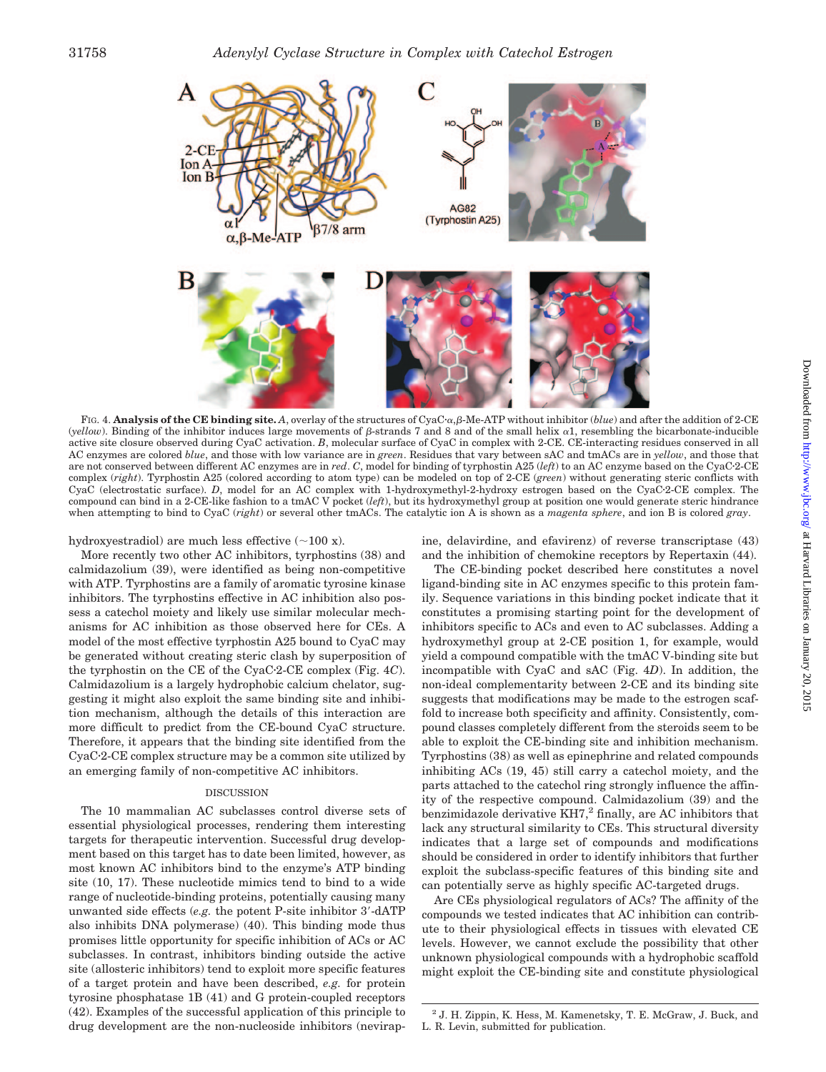FIG. 4. **Analysis of the CE binding site.** *A*, overlay of the structures of CyaC·$\alpha,\beta$-Me-ATP without inhibitor (*blue*) and after the addition of 2-CE (*yellow*). Binding of the inhibitor induces large movements of $\beta$-strands 7 and 8 and of the small helix $\alpha$1, resembling the bicarbonate-inducible active site closure observed during CyaC activation. *B*, molecular surface of CyaC in complex with 2-CE. CE-interacting residues conserved in all AC enzymes are colored *blue*, and those with low variance are in *green*. Residues that vary between sAC and tmACs are in *yellow*, and those that are not conserved between different AC enzymes are in *red*. *C*, model for binding of tyrphostin A25 (*left*) to an AC enzyme based on the CyaC·2-CE complex (*right*). Tyrphostin A25 (colored according to atom type) can be modeled on top of 2-CE (*green*) without generating steric conflicts with CyaC (electrostatic surface). *D*, model for an AC complex with 1-hydroxymethyl-2-hydroxy estrogen based on the CyaC·2-CE complex. The compound can bind in a 2-CE-like fashion to a tmAC V pocket (*left*), but its hydroxymethyl group at position one would generate steric hindrance when attempting to bind to CyaC (*right*) or several other tmACs. The catalytic ion A is shown as a *magenta sphere*, and ion B is colored *gray*.

hydroxyestradiol) are much less effective (~100 x).

More recently two other AC inhibitors, tyrphostins (38) and calmidazolium (39), were identified as being non-competitive with ATP. Tyrphostins are a family of aromatic tyrosine kinase inhibitors. The tyrphostins effective in AC inhibition also possess a catechol moiety and likely use similar molecular mechanisms for AC inhibition as those observed here for CEs. A model of the most effective tyrphostin A25 bound to CyaC may be generated without creating steric clash by superposition of the tyrphostin on the CE of the CyaC·2-CE complex (Fig. 4*C*). Calmidazolium is a largely hydrophobic calcium chelator, suggesting it might also exploit the same binding site and inhibition mechanism, although the details of this interaction are more difficult to predict from the CE-bound CyaC structure. Therefore, it appears that the binding site identified from the CyaC·2-CE complex structure may be a common site utilized by an emerging family of non-competitive AC inhibitors.

## DISCUSSION

The 10 mammalian AC subclasses control diverse sets of essential physiological processes, rendering them interesting targets for therapeutic intervention. Successful drug development based on this target has to date been limited, however, as most known AC inhibitors bind to the enzyme's ATP binding site (10, 17). These nucleotide mimics tend to bind to a wide range of nucleotide-binding proteins, potentially causing many unwanted side effects (*e.g.* the potent P-site inhibitor 3′-dATP also inhibits DNA polymerase) (40). This binding mode thus promises little opportunity for specific inhibition of ACs or AC subclasses. In contrast, inhibitors binding outside the active site (allosteric inhibitors) tend to exploit more specific features of a target protein and have been described, *e.g.* for protein tyrosine phosphatase 1B (41) and G protein-coupled receptors (42). Examples of the successful application of this principle to drug development are the non-nucleoside inhibitors (nevirapine, delavirdine, and efavirenz) of reverse transcriptase (43) and the inhibition of chemokine receptors by Repertaxin (44).

The CE-binding pocket described here constitutes a novel ligand-binding site in AC enzymes specific to this protein family. Sequence variations in this binding pocket indicate that it constitutes a promising starting point for the development of inhibitors specific to ACs and even to AC subclasses. Adding a hydroxymethyl group at 2-CE position 1, for example, would yield a compound compatible with the tmAC V-binding site but incompatible with CyaC and sAC (Fig. 4*D*). In addition, the non-ideal complementarity between 2-CE and its binding site suggests that modifications may be made to the estrogen scaffold to increase both specificity and affinity. Consistently, compound classes completely different from the steroids seem to be able to exploit the CE-binding site and inhibition mechanism. Tyrphostins (38) as well as epinephrine and related compounds inhibiting ACs (19, 45) still carry a catechol moiety, and the parts attached to the catechol ring strongly influence the affinity of the respective compound. Calmidazolium (39) and the benzimidazole derivative KH7,[2] finally, are AC inhibitors that lack any structural similarity to CEs. This structural diversity indicates that a large set of compounds and modifications should be considered in order to identify inhibitors that further exploit the subclass-specific features of this binding site and can potentially serve as highly specific AC-targeted drugs.

Are CEs physiological regulators of ACs? The affinity of the compounds we tested indicates that AC inhibition can contribute to their physiological effects in tissues with elevated CE levels. However, we cannot exclude the possibility that other unknown physiological compounds with a hydrophobic scaffold might exploit the CE-binding site and constitute physiological

[2] J. H. Zippin, K. Hess, M. Kamenetsky, T. E. McGraw, J. Buck, and L. R. Levin, submitted for publication.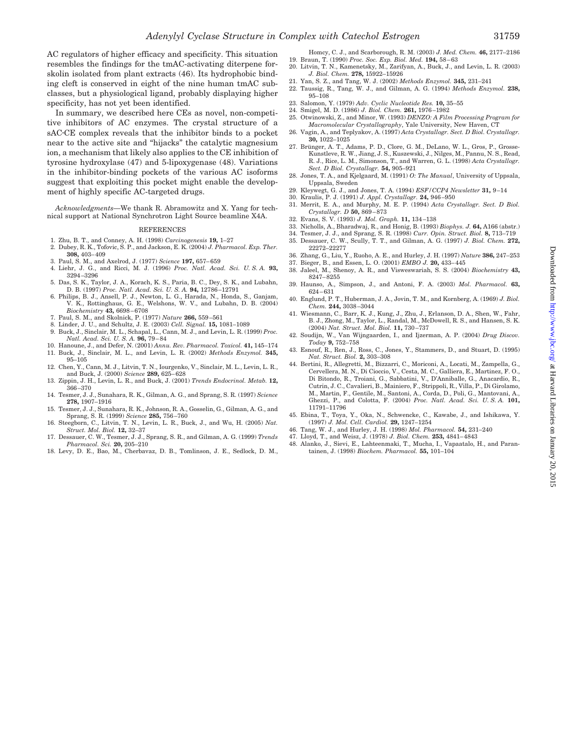AC regulators of higher efficacy and specificity. This situation resembles the findings for the tmAC-activating diterpene forskolin isolated from plant extracts (46). Its hydrophobic binding cleft is conserved in eight of the nine human tmAC subclasses, but a physiological ligand, probably displaying higher specificity, has not yet been identified.

In summary, we described here CEs as novel, non-competitive inhibitors of AC enzymes. The crystal structure of a sAC·CE complex reveals that the inhibitor binds to a pocket near to the active site and "hijacks" the catalytic magnesium ion, a mechanism that likely also applies to the CE inhibition of tyrosine hydroxylase (47) and 5-lipoxygenase (48). Variations in the inhibitor-binding pockets of the various AC isoforms suggest that exploiting this pocket might enable the development of highly specific AC-targeted drugs.

*Acknowledgments*—We thank R. Abramowitz and X. Yang for technical support at National Synchrotron Light Source beamline X4A.

## REFERENCES

1. Zhu, B. T., and Conney, A. H. (1998) *Carcinogenesis* **19,** 1–27
2. Dubey, R. K., Tofovic, S. P., and Jackson, E. K. (2004) *J. Pharmacol. Exp. Ther.* **308,** 403–409
3. Paul, S. M., and Axelrod, J. (1977) *Science* **197,** 657–659
4. Liehr, J. G., and Ricci, M. J. (1996) *Proc. Natl. Acad. Sci. U. S. A.* **93,** 3294–3296
5. Das, S. K., Taylor, J. A., Korach, K. S., Paria, B. C., Dey, S. K., and Lubahn, D. B. (1997) *Proc. Natl. Acad. Sci. U. S. A.* **94,** 12786–12791
6. Philips, B. J., Ansell, P. J., Newton, L. G., Harada, N., Honda, S., Ganjam, V. K., Rottinghaus, G. E., Welshons, W. V., and Lubahn, D. B. (2004) *Biochemistry* **43,** 6698–6708
7. Paul, S. M., and Skolnick, P. (1977) *Nature* **266,** 559–561
8. Linder, J. U., and Schultz, J. E. (2003) *Cell. Signal.* **15,** 1081–1089
9. Buck, J., Sinclair, M. L., Schapal, L., Cann, M. J., and Levin, L. R. (1999) *Proc. Natl. Acad. Sci. U. S. A.* **96,** 79–84
10. Hanoune, J., and Defer, N. (2001) *Annu. Rev. Pharmacol. Toxicol.* **41,** 145–174
11. Buck, J., Sinclair, M. L., and Levin, L. R. (2002) *Methods Enzymol.* **345,** 95–105
12. Chen, Y., Cann, M. J., Litvin, T. N., Iourgenko, V., Sinclair, M. L., Levin, L. R., and Buck, J. (2000) *Science* **289,** 625–628
13. Zippin, J. H., Levin, L. R., and Buck, J. (2001) *Trends Endocrinol. Metab.* **12,** 366–370
14. Tesmer, J. J., Sunahara, R. K., Gilman, A. G., and Sprang, S. R. (1997) *Science* **278,** 1907–1916
15. Tesmer, J. J., Sunahara, R. K., Johnson, R. A., Gosselin, G., Gilman, A. G., and Sprang, S. R. (1999) *Science* **285,** 756–760
16. Steegborn, C., Litvin, T. N., Levin, L. R., Buck, J., and Wu, H. (2005) *Nat. Struct. Mol. Biol.* **12,** 32–37
17. Dessauer, C. W., Tesmer, J. J., Sprang, S. R., and Gilman, A. G. (1999) *Trends Pharmacol. Sci.* **20,** 205–210
18. Levy, D. E., Bao, M., Cherbavaz, D. B., Tomlinson, J. E., Sedlock, D. M., Homcy, C. J., and Scarborough, R. M. (2003) *J. Med. Chem.* **46,** 2177–2186
19. Braun, T. (1990) *Proc. Soc. Exp. Biol. Med.* **194,** 58–63
20. Litvin, T. N., Kamenetsky, M., Zarifyan, A., Buck, J., and Levin, L. R. (2003) *J. Biol. Chem.* **278,** 15922–15926
21. Yan, S. Z., and Tang, W. J. (2002) *Methods Enzymol.* **345,** 231–241
22. Taussig, R., Tang, W. J., and Gilman, A. G. (1994) *Methods Enzymol.* **238,** 95–108
23. Salomon, Y. (1979) *Adv. Cyclic Nucleotide Res.* **10,** 35–55
24. Smigel, M. D. (1986) *J. Biol. Chem.* **261,** 1976–1982
25. Otwinowski, Z., and Minor, W. (1993) *DENZO: A Film Processing Program for Macromolecular Crystallography*, Yale University, New Haven, CT
26. Vagin, A., and Teplyakov, A. (1997) *Acta Crystallogr. Sect. D Biol. Crystallogr.* **30,** 1022–1025
27. Brünger, A. T., Adams, P. D., Clore, G. M., DeLano, W. L., Gros, P., Grosse-Kunstleve, R. W., Jiang, J. S., Kuszewski, J., Nilges, M., Pannu, N. S., Read, R. J., Rice, L. M., Simonson, T., and Warren, G. L. (1998) *Acta Crystallogr. Sect. D Biol. Crystallogr.* **54,** 905–921
28. Jones, T. A., and Kjelgaard, M. (1991) *O: The Manual*, University of Uppsala, Uppsala, Sweden
29. Kleywegt, G. J., and Jones, T. A. (1994) *ESF/CCP4 Newsletter* **31,** 9–14
30. Kraulis, P. J. (1991) *J. Appl. Crystallogr.* **24,** 946–950
31. Merrit, E. A., and Murphy, M. E. P. (1994) *Acta Crystallogr. Sect. D Biol. Crystallogr. D* **50,** 869–873
32. Evans, S. V. (1993) *J. Mol. Graph.* **11,** 134–138
33. Nicholls, A., Bharadwaj, R., and Honig, B. (1993) *Biophys. J.* **64,** A166 (abstr.)
34. Tesmer, J. J., and Sprang, S. R. (1998) *Curr. Opin. Struct. Biol.* **8,** 713–719
35. Dessauer, C. W., Scully, T. T., and Gilman, A. G. (1997) *J. Biol. Chem.* **272,** 22272–22277
36. Zhang, G., Liu, Y., Ruoho, A. E., and Hurley, J. H. (1997) *Nature* **386,** 247–253
37. Bieger, B., and Essen, L. O. (2001) *EMBO J.* **20,** 433–445
38. Jaleel, M., Shenoy, A. R., and Visweswariah, S. S. (2004) *Biochemistry* **43,** 8247–8255
39. Haunso, A., Simpson, J., and Antoni, F. A. (2003) *Mol. Pharmacol.* **63,** 624–631
40. Englund, P. T., Huberman, J. A., Jovin, T. M., and Kornberg, A. (1969) *J. Biol. Chem.* **244,** 3038–3044
41. Wiesmann, C., Barr, K. J., Kung, J., Zhu, J., Erlanson, D. A., Shen, W., Fahr, B. J., Zhong, M., Taylor, L., Randal, M., McDowell, R. S., and Hansen, S. K. (2004) *Nat. Struct. Mol. Biol.* **11,** 730–737
42. Soudijn, W., Van Wijngaarden, I., and Ijzerman, A. P. (2004) *Drug Discov. Today* **9,** 752–758
43. Esnouf, R., Ren, J., Ross, C., Jones, Y., Stammers, D., and Stuart, D. (1995) *Nat. Struct. Biol.* **2,** 303–308
44. Bertini, R., Allegretti, M., Bizzarri, C., Moriconi, A., Locati, M., Zampella, G., Cervellera, M. N., Di Cioccio, V., Cesta, M. C., Galliera, E., Martinez, F. O., Di Bitondo, R., Troiani, G., Sabbatini, V., D'Anniballe, G., Anacardio, R., Cutrin, J. C., Cavalieri, B., Mainiero, F., Strippoli, R., Villa, P., Di Girolamo, M., Martin, F., Gentile, M., Santoni, A., Corda, D., Poli, G., Mantovani, A., Ghezzi, P., and Colotta, F. (2004) *Proc. Natl. Acad. Sci. U. S. A.* **101,** 11791–11796
45. Ebina, T., Toya, Y., Oka, N., Schwencke, C., Kawabe, J., and Ishikawa, Y. (1997) *J. Mol. Cell. Cardiol.* **29,** 1247–1254
46. Tang, W. J., and Hurley, J. H. (1998) *Mol. Pharmacol.* **54,** 231–240
47. Lloyd, T., and Weisz, J. (1978) *J. Biol. Chem.* **253,** 4841–4843
48. Alanko, J., Sievi, E., Lahteenmaki, T., Mucha, I., Vapaatalo, H., and Parantainen, J. (1998) *Biochem. Pharmacol.* **55,** 101–104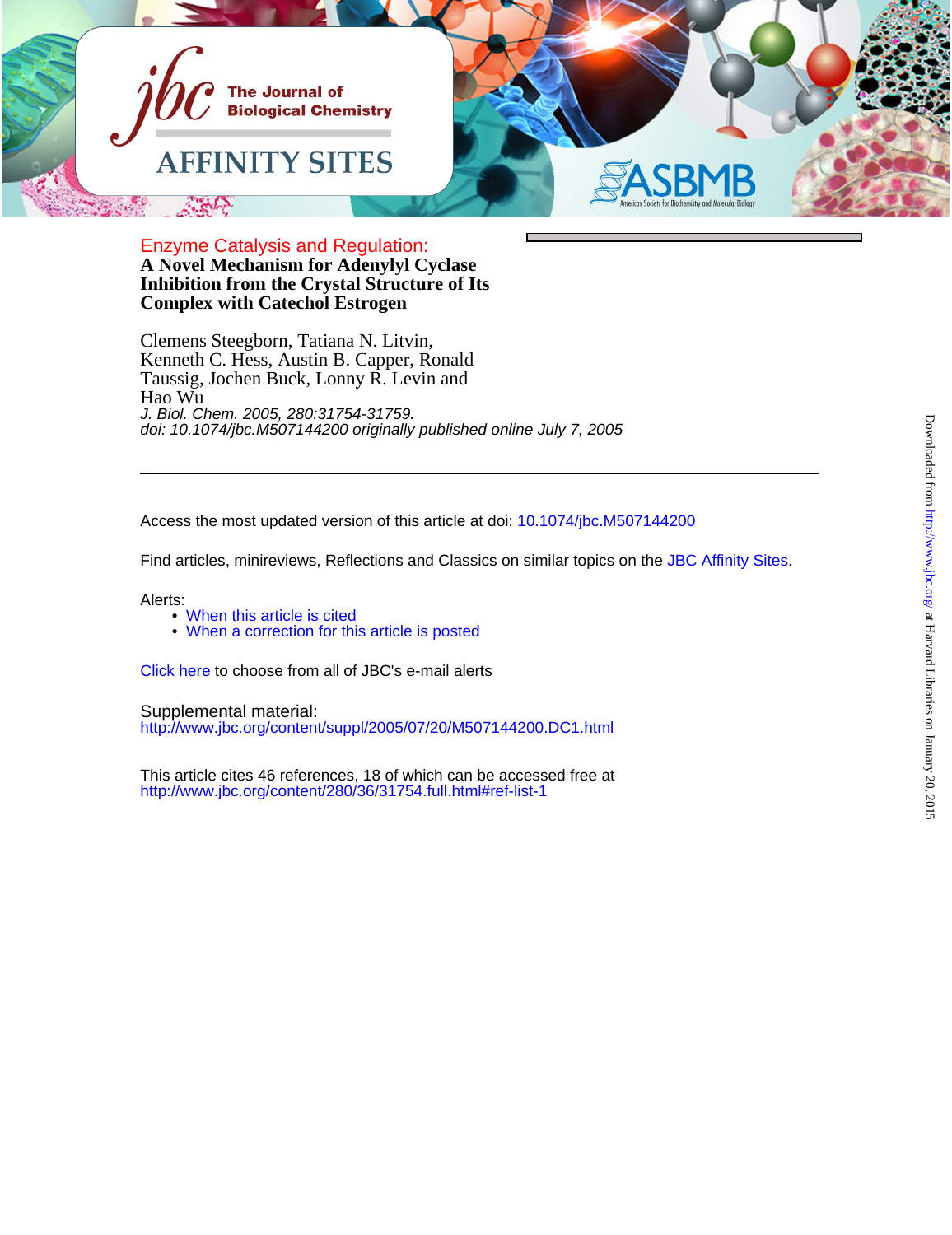Enzyme Catalysis and Regulation:

**A Novel Mechanism for Adenylyl Cyclase Inhibition from the Crystal Structure of Its Complex with Catechol Estrogen**

Clemens Steegborn, Tatiana N. Litvin, Kenneth C. Hess, Austin B. Capper, Ronald Taussig, Jochen Buck, Lonny R. Levin and Hao Wu

*J. Biol. Chem. 2005, 280:31754-31759.*
*doi: 10.1074/jbc.M507144200 originally published online July 7, 2005*

---

Access the most updated version of this article at doi: 10.1074/jbc.M507144200

Find articles, minireviews, Reflections and Classics on similar topics on the JBC Affinity Sites.

Alerts:

- When this article is cited
- When a correction for this article is posted

Click here to choose from all of JBC's e-mail alerts

Supplemental material:
http://www.jbc.org/content/suppl/2005/07/20/M507144200.DC1.html

This article cites 46 references, 18 of which can be accessed free at
http://www.jbc.org/content/280/36/31754.full.html#ref-list-1